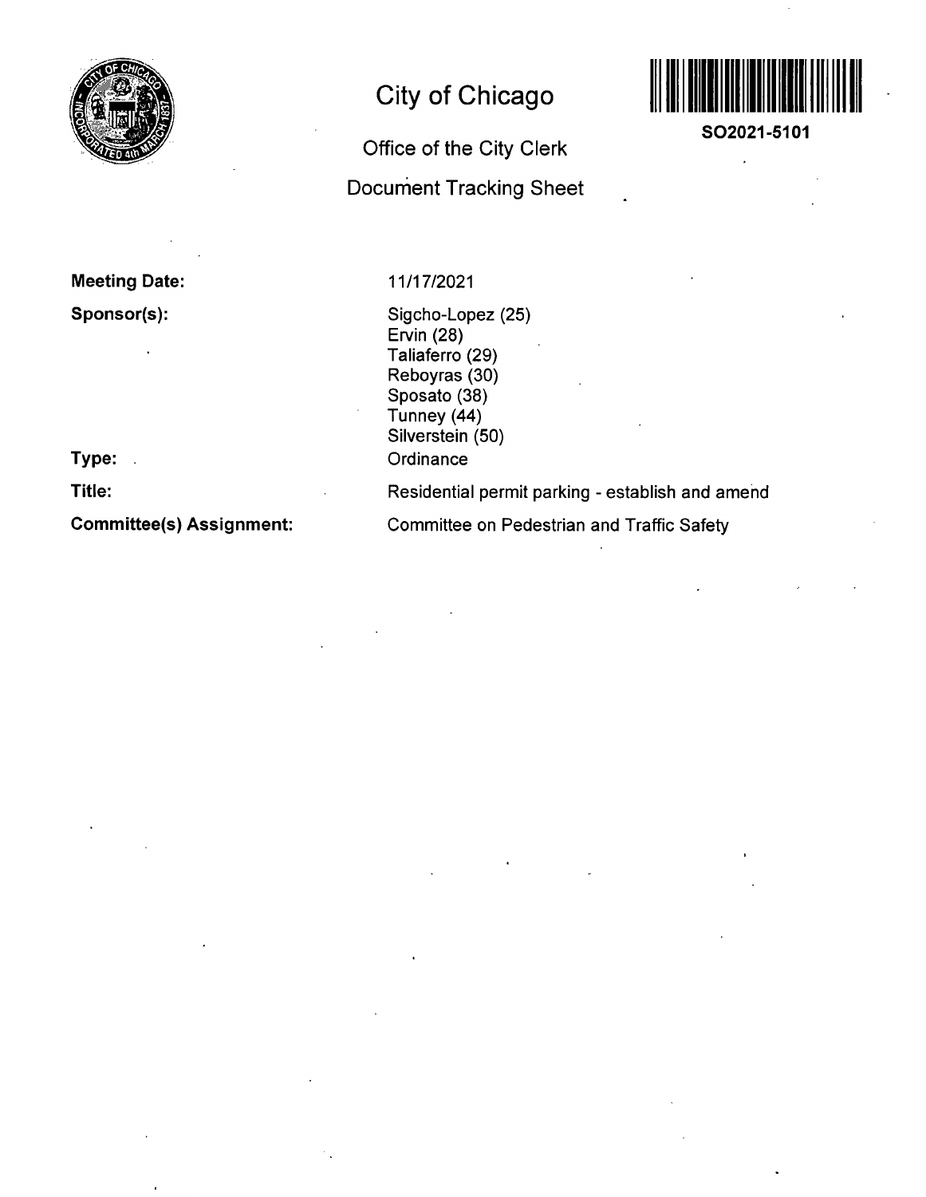# City of Chicago

SO2021-5101

## Office of the City Clerk

## Document Tracking Sheet

**Meeting Date:** 11/17/2021

**Sponsor(s):**
Sigcho-Lopez (25)
Ervin (28)
Taliaferro (29)
Reboyras (30)
Sposato (38)
Tunney (44)
Silverstein (50)

**Type:** Ordinance

**Title:** Residential permit parking - establish and amend

**Committee(s) Assignment:** Committee on Pedestrian and Traffic Safety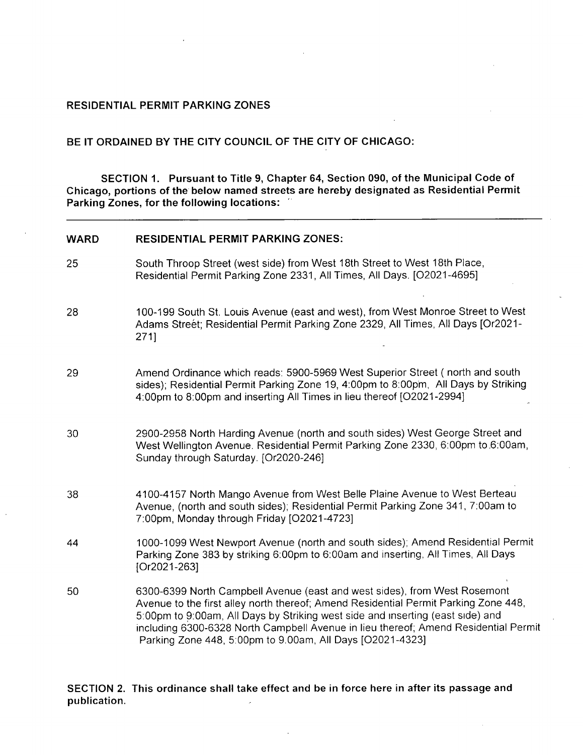RESIDENTIAL PERMIT PARKING ZONES

BE IT ORDAINED BY THE CITY COUNCIL OF THE CITY OF CHICAGO:

**SECTION 1. Pursuant to Title 9, Chapter 64, Section 090, of the Municipal Code of Chicago, portions of the below named streets are hereby designated as Residential Permit Parking Zones, for the following locations:**

| WARD | RESIDENTIAL PERMIT PARKING ZONES: |
| --- | --- |
| 25 | South Throop Street (west side) from West 18th Street to West 18th Place, Residential Permit Parking Zone 2331, All Times, All Days. [O2021-4695] |
| 28 | 100-199 South St. Louis Avenue (east and west), from West Monroe Street to West Adams Street; Residential Permit Parking Zone 2329, All Times, All Days [Or2021-271] |
| 29 | Amend Ordinance which reads: 5900-5969 West Superior Street ( north and south sides); Residential Permit Parking Zone 19, 4:00pm to 8:00pm, All Days by Striking 4:00pm to 8:00pm and inserting All Times in lieu thereof [O2021-2994] |
| 30 | 2900-2958 North Harding Avenue (north and south sides) West George Street and West Wellington Avenue. Residential Permit Parking Zone 2330, 6:00pm to 6:00am, Sunday through Saturday. [Or2020-246] |
| 38 | 4100-4157 North Mango Avenue from West Belle Plaine Avenue to West Berteau Avenue, (north and south sides); Residential Permit Parking Zone 341, 7:00am to 7:00pm, Monday through Friday [O2021-4723] |
| 44 | 1000-1099 West Newport Avenue (north and south sides); Amend Residential Permit Parking Zone 383 by striking 6:00pm to 6:00am and inserting, All Times, All Days [Or2021-263] |
| 50 | 6300-6399 North Campbell Avenue (east and west sides), from West Rosemont Avenue to the first alley north thereof; Amend Residential Permit Parking Zone 448, 5:00pm to 9:00am, All Days by Striking west side and inserting (east side) and including 6300-6328 North Campbell Avenue in lieu thereof; Amend Residential Permit Parking Zone 448, 5:00pm to 9.00am, All Days [O2021-4323] |

**SECTION 2. This ordinance shall take effect and be in force here in after its passage and publication.**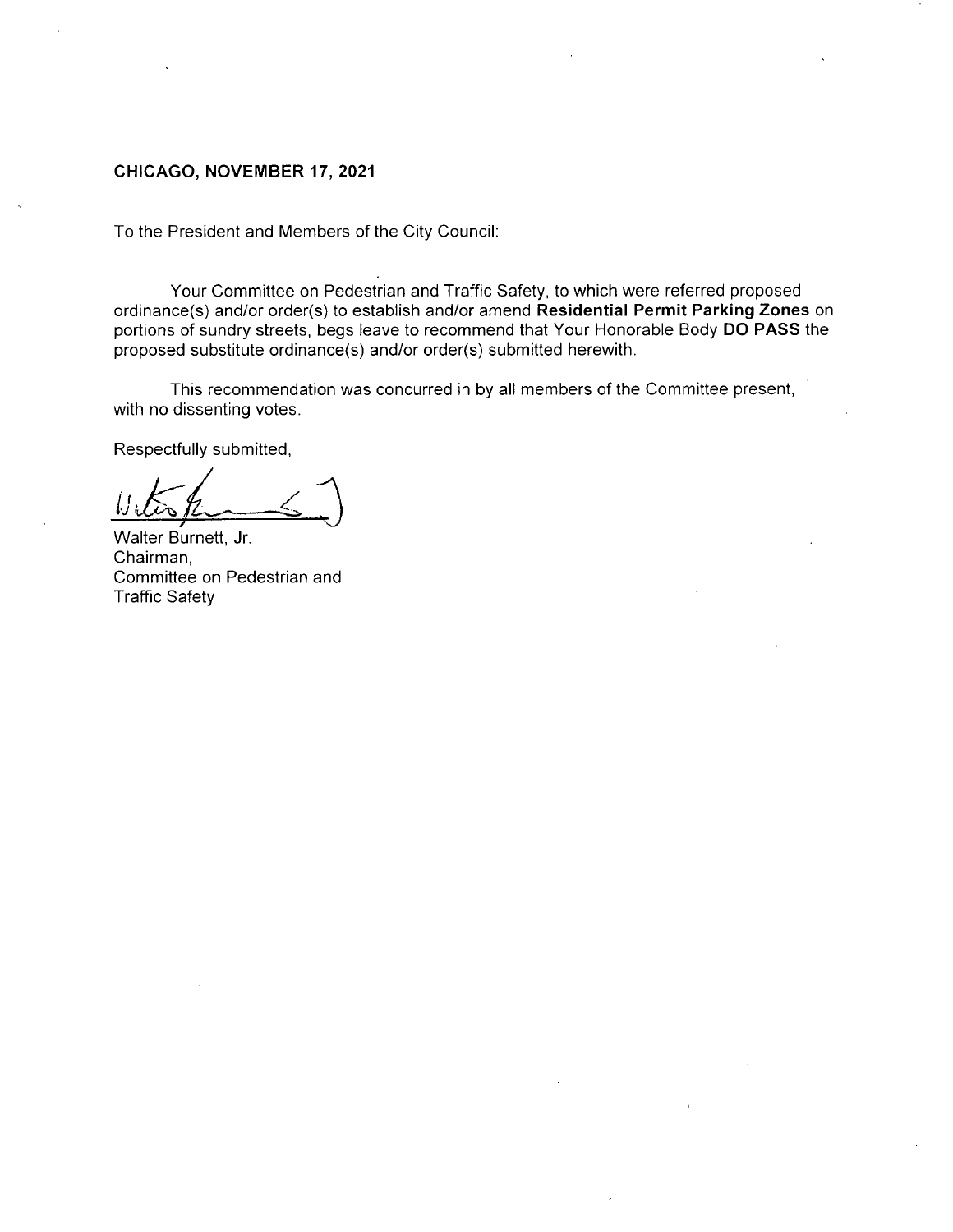**CHICAGO, NOVEMBER 17, 2021**

To the President and Members of the City Council:

Your Committee on Pedestrian and Traffic Safety, to which were referred proposed ordinance(s) and/or order(s) to establish and/or amend **Residential Permit Parking Zones** on portions of sundry streets, begs leave to recommend that Your Honorable Body **DO PASS** the proposed substitute ordinance(s) and/or order(s) submitted herewith.

This recommendation was concurred in by all members of the Committee present, with no dissenting votes.

Respectfully submitted,

Walter Burnett, Jr.
Chairman,
Committee on Pedestrian and Traffic Safety